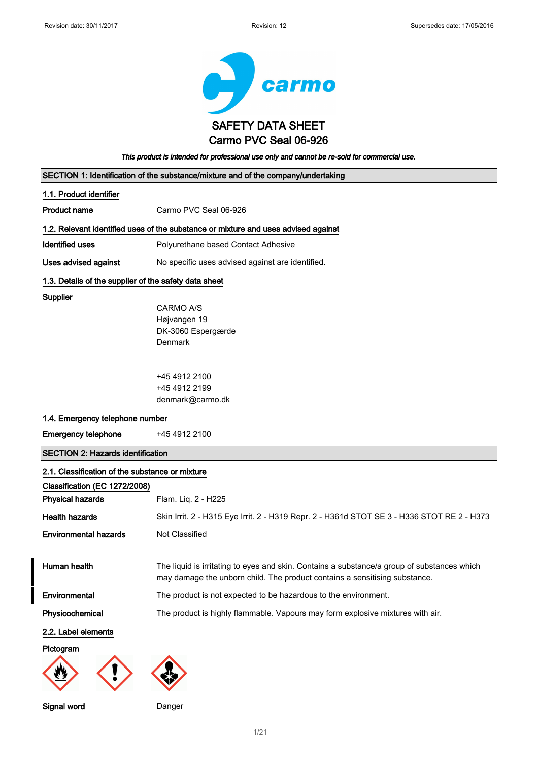Revision date: 30/11/2017 Revision: 12 Supersedes date: 17/05/2016

# SAFETY DATA SHEET
# Carmo PVC Seal 06-926

*This product is intended for professional use only and cannot be re-sold for commercial use.*

## SECTION 1: Identification of the substance/mixture and of the company/undertaking

### 1.1. Product identifier

**Product name** Carmo PVC Seal 06-926

### 1.2. Relevant identified uses of the substance or mixture and uses advised against

**Identified uses** Polyurethane based Contact Adhesive

**Uses advised against** No specific uses advised against are identified.

### 1.3. Details of the supplier of the safety data sheet

**Supplier**

CARMO A/S
Højvangen 19
DK-3060 Espergærde
Denmark

+45 4912 2100
+45 4912 2199
denmark@carmo.dk

### 1.4. Emergency telephone number

**Emergency telephone** +45 4912 2100

## SECTION 2: Hazards identification

### 2.1. Classification of the substance or mixture

**Classification (EC 1272/2008)**

**Physical hazards** Flam. Liq. 2 - H225

**Health hazards** Skin Irrit. 2 - H315 Eye Irrit. 2 - H319 Repr. 2 - H361d STOT SE 3 - H336 STOT RE 2 - H373

**Environmental hazards** Not Classified

**Human health** The liquid is irritating to eyes and skin. Contains a substance/a group of substances which may damage the unborn child. The product contains a sensitising substance.

**Environmental** The product is not expected to be hazardous to the environment.

**Physicochemical** The product is highly flammable. Vapours may form explosive mixtures with air.

### 2.2. Label elements

**Pictogram**

**Signal word** Danger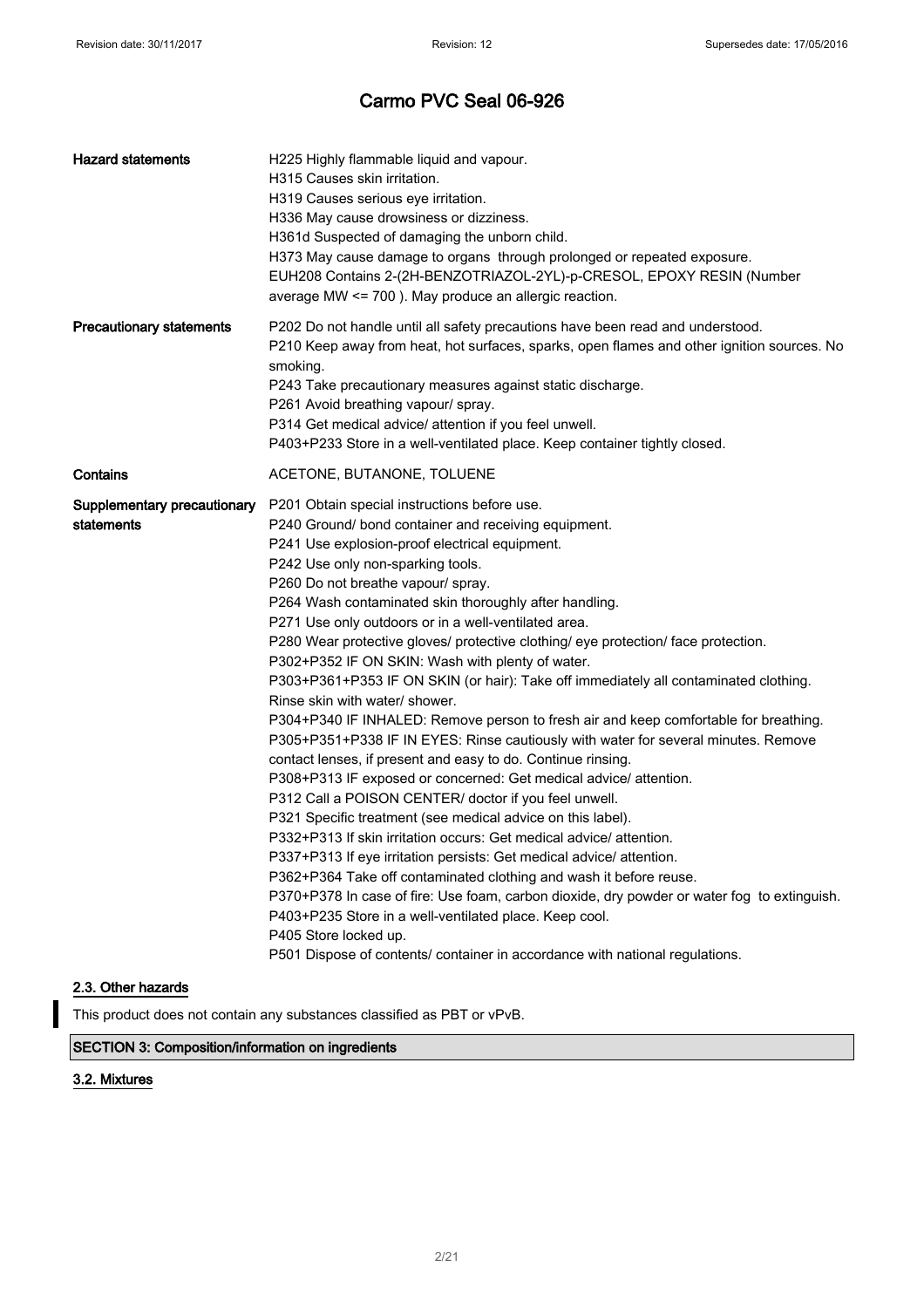# Carmo PVC Seal 06-926

| | |
|---|---|
| **Hazard statements** | H225 Highly flammable liquid and vapour.<br>H315 Causes skin irritation.<br>H319 Causes serious eye irritation.<br>H336 May cause drowsiness or dizziness.<br>H361d Suspected of damaging the unborn child.<br>H373 May cause damage to organs through prolonged or repeated exposure.<br>EUH208 Contains 2-(2H-BENZOTRIAZOL-2YL)-p-CRESOL, EPOXY RESIN (Number average MW <= 700 ). May produce an allergic reaction. |
| **Precautionary statements** | P202 Do not handle until all safety precautions have been read and understood.<br>P210 Keep away from heat, hot surfaces, sparks, open flames and other ignition sources. No smoking.<br>P243 Take precautionary measures against static discharge.<br>P261 Avoid breathing vapour/ spray.<br>P314 Get medical advice/ attention if you feel unwell.<br>P403+P233 Store in a well-ventilated place. Keep container tightly closed. |
| **Contains** | ACETONE, BUTANONE, TOLUENE |
| **Supplementary precautionary statements** | P201 Obtain special instructions before use.<br>P240 Ground/ bond container and receiving equipment.<br>P241 Use explosion-proof electrical equipment.<br>P242 Use only non-sparking tools.<br>P260 Do not breathe vapour/ spray.<br>P264 Wash contaminated skin thoroughly after handling.<br>P271 Use only outdoors or in a well-ventilated area.<br>P280 Wear protective gloves/ protective clothing/ eye protection/ face protection.<br>P302+P352 IF ON SKIN: Wash with plenty of water.<br>P303+P361+P353 IF ON SKIN (or hair): Take off immediately all contaminated clothing. Rinse skin with water/ shower.<br>P304+P340 IF INHALED: Remove person to fresh air and keep comfortable for breathing.<br>P305+P351+P338 IF IN EYES: Rinse cautiously with water for several minutes. Remove contact lenses, if present and easy to do. Continue rinsing.<br>P308+P313 IF exposed or concerned: Get medical advice/ attention.<br>P312 Call a POISON CENTER/ doctor if you feel unwell.<br>P321 Specific treatment (see medical advice on this label).<br>P332+P313 If skin irritation occurs: Get medical advice/ attention.<br>P337+P313 If eye irritation persists: Get medical advice/ attention.<br>P362+P364 Take off contaminated clothing and wash it before reuse.<br>P370+P378 In case of fire: Use foam, carbon dioxide, dry powder or water fog to extinguish.<br>P403+P235 Store in a well-ventilated place. Keep cool.<br>P405 Store locked up.<br>P501 Dispose of contents/ container in accordance with national regulations. |

### 2.3. Other hazards

This product does not contain any substances classified as PBT or vPvB.

## SECTION 3: Composition/information on ingredients

### 3.2. Mixtures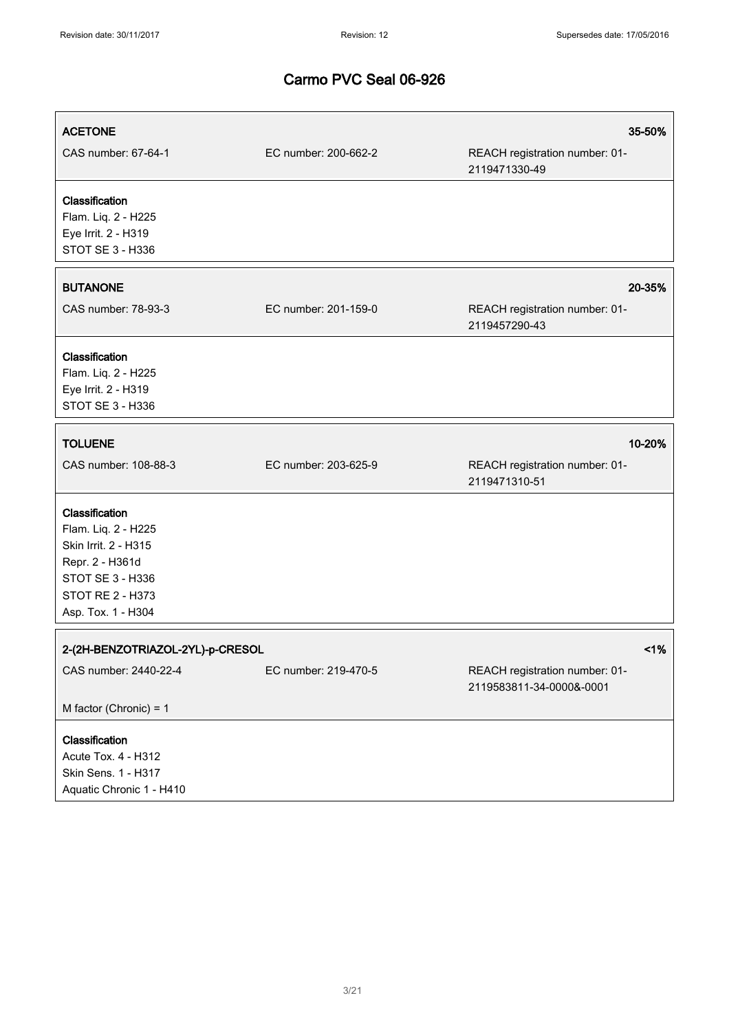| **ACETONE** | | **35-50%** |
|---|---|---|
| CAS number: 67-64-1 | EC number: 200-662-2 | REACH registration number: 01-2119471330-49 |

**Classification**
Flam. Liq. 2 - H225
Eye Irrit. 2 - H319
STOT SE 3 - H336

| **BUTANONE** | | **20-35%** |
|---|---|---|
| CAS number: 78-93-3 | EC number: 201-159-0 | REACH registration number: 01-2119457290-43 |

**Classification**
Flam. Liq. 2 - H225
Eye Irrit. 2 - H319
STOT SE 3 - H336

| **TOLUENE** | | **10-20%** |
|---|---|---|
| CAS number: 108-88-3 | EC number: 203-625-9 | REACH registration number: 01-2119471310-51 |

**Classification**
Flam. Liq. 2 - H225
Skin Irrit. 2 - H315
Repr. 2 - H361d
STOT SE 3 - H336
STOT RE 2 - H373
Asp. Tox. 1 - H304

| **2-(2H-BENZOTRIAZOL-2YL)-p-CRESOL** | | **<1%** |
|---|---|---|
| CAS number: 2440-22-4 | EC number: 219-470-5 | REACH registration number: 01-2119583811-34-0000&-0001 |
| M factor (Chronic) = 1 | | |

**Classification**
Acute Tox. 4 - H312
Skin Sens. 1 - H317
Aquatic Chronic 1 - H410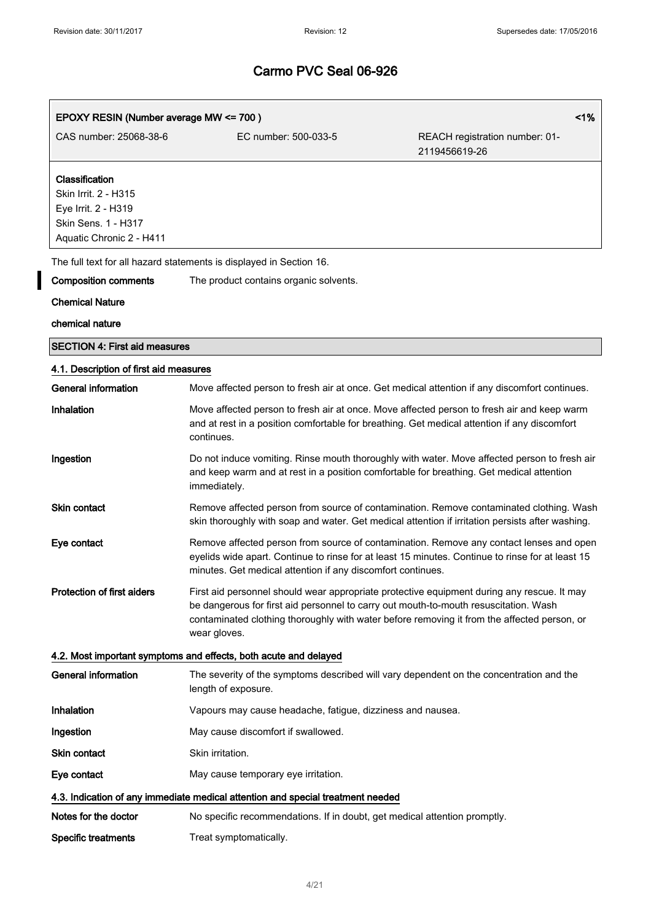# Carmo PVC Seal 06-926

| EPOXY RESIN (Number average MW <= 700 ) | | <1% |
|---|---|---|
| CAS number: 25068-38-6 | EC number: 500-033-5 | REACH registration number: 01-2119456619-26 |

**Classification**
Skin Irrit. 2 - H315
Eye Irrit. 2 - H319
Skin Sens. 1 - H317
Aquatic Chronic 2 - H411

The full text for all hazard statements is displayed in Section 16.

**Composition comments** The product contains organic solvents.

**Chemical Nature**

**chemical nature**

## SECTION 4: First aid measures

### 4.1. Description of first aid measures

**General information** Move affected person to fresh air at once. Get medical attention if any discomfort continues.

**Inhalation** Move affected person to fresh air at once. Move affected person to fresh air and keep warm and at rest in a position comfortable for breathing. Get medical attention if any discomfort continues.

**Ingestion** Do not induce vomiting. Rinse mouth thoroughly with water. Move affected person to fresh air and keep warm and at rest in a position comfortable for breathing. Get medical attention immediately.

**Skin contact** Remove affected person from source of contamination. Remove contaminated clothing. Wash skin thoroughly with soap and water. Get medical attention if irritation persists after washing.

**Eye contact** Remove affected person from source of contamination. Remove any contact lenses and open eyelids wide apart. Continue to rinse for at least 15 minutes. Continue to rinse for at least 15 minutes. Get medical attention if any discomfort continues.

**Protection of first aiders** First aid personnel should wear appropriate protective equipment during any rescue. It may be dangerous for first aid personnel to carry out mouth-to-mouth resuscitation. Wash contaminated clothing thoroughly with water before removing it from the affected person, or wear gloves.

### 4.2. Most important symptoms and effects, both acute and delayed

**General information** The severity of the symptoms described will vary dependent on the concentration and the length of exposure.

**Inhalation** Vapours may cause headache, fatigue, dizziness and nausea.

**Ingestion** May cause discomfort if swallowed.

**Skin contact** Skin irritation.

**Eye contact** May cause temporary eye irritation.

### 4.3. Indication of any immediate medical attention and special treatment needed

**Notes for the doctor** No specific recommendations. If in doubt, get medical attention promptly.

**Specific treatments** Treat symptomatically.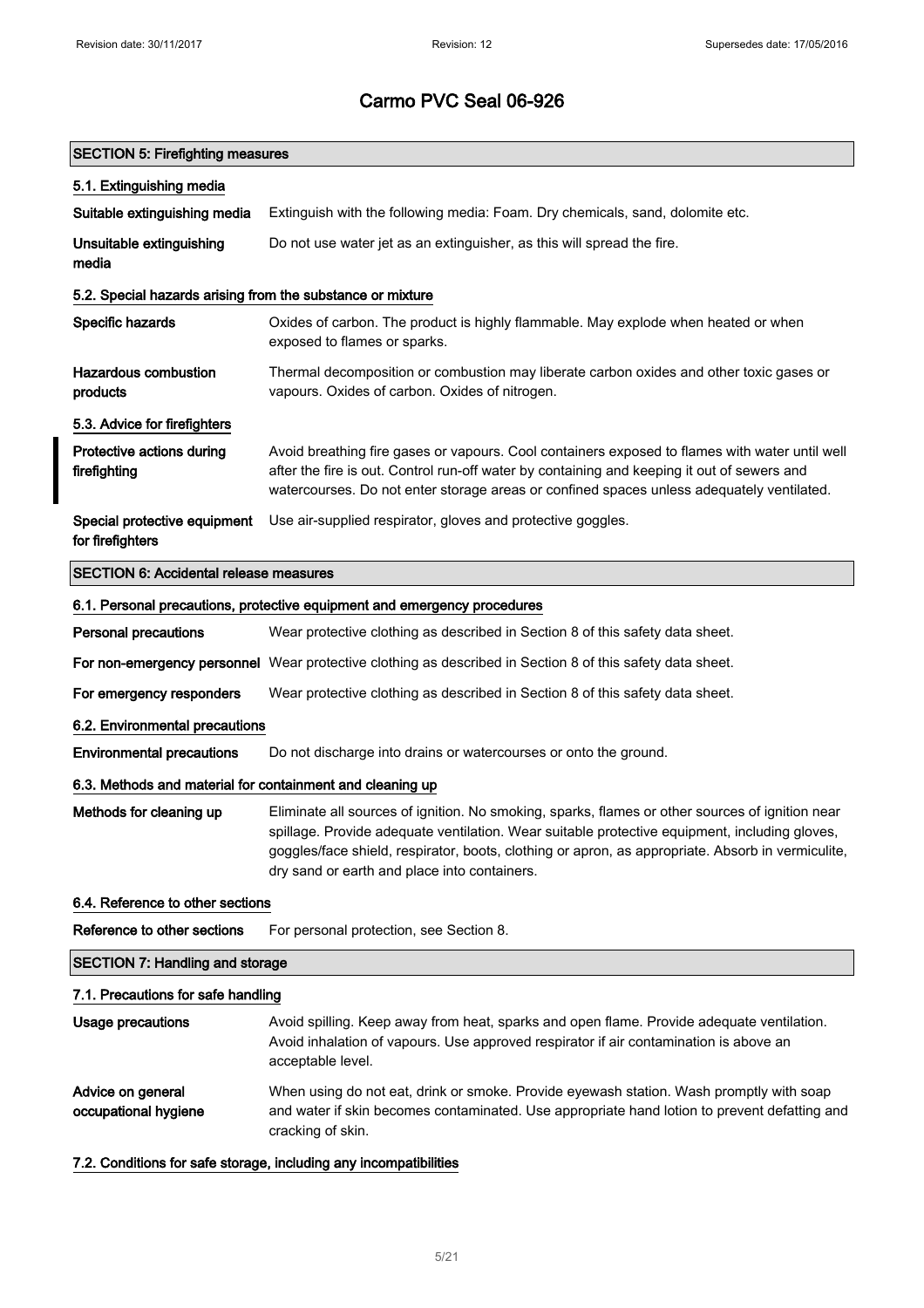# Carmo PVC Seal 06-926

## SECTION 5: Firefighting measures

### 5.1. Extinguishing media

| | |
|---|---|
| **Suitable extinguishing media** | Extinguish with the following media: Foam. Dry chemicals, sand, dolomite etc. |
| **Unsuitable extinguishing media** | Do not use water jet as an extinguisher, as this will spread the fire. |

### 5.2. Special hazards arising from the substance or mixture

| | |
|---|---|
| **Specific hazards** | Oxides of carbon. The product is highly flammable. May explode when heated or when exposed to flames or sparks. |
| **Hazardous combustion products** | Thermal decomposition or combustion may liberate carbon oxides and other toxic gases or vapours. Oxides of carbon. Oxides of nitrogen. |

### 5.3. Advice for firefighters

| | |
|---|---|
| **Protective actions during firefighting** | Avoid breathing fire gases or vapours. Cool containers exposed to flames with water until well after the fire is out. Control run-off water by containing and keeping it out of sewers and watercourses. Do not enter storage areas or confined spaces unless adequately ventilated. |
| **Special protective equipment for firefighters** | Use air-supplied respirator, gloves and protective goggles. |

## SECTION 6: Accidental release measures

### 6.1. Personal precautions, protective equipment and emergency procedures

| | |
|---|---|
| **Personal precautions** | Wear protective clothing as described in Section 8 of this safety data sheet. |
| **For non-emergency personnel** | Wear protective clothing as described in Section 8 of this safety data sheet. |
| **For emergency responders** | Wear protective clothing as described in Section 8 of this safety data sheet. |

### 6.2. Environmental precautions

| | |
|---|---|
| **Environmental precautions** | Do not discharge into drains or watercourses or onto the ground. |

### 6.3. Methods and material for containment and cleaning up

| | |
|---|---|
| **Methods for cleaning up** | Eliminate all sources of ignition. No smoking, sparks, flames or other sources of ignition near spillage. Provide adequate ventilation. Wear suitable protective equipment, including gloves, goggles/face shield, respirator, boots, clothing or apron, as appropriate. Absorb in vermiculite, dry sand or earth and place into containers. |

### 6.4. Reference to other sections

| | |
|---|---|
| **Reference to other sections** | For personal protection, see Section 8. |

## SECTION 7: Handling and storage

### 7.1. Precautions for safe handling

| | |
|---|---|
| **Usage precautions** | Avoid spilling. Keep away from heat, sparks and open flame. Provide adequate ventilation. Avoid inhalation of vapours. Use approved respirator if air contamination is above an acceptable level. |
| **Advice on general occupational hygiene** | When using do not eat, drink or smoke. Provide eyewash station. Wash promptly with soap and water if skin becomes contaminated. Use appropriate hand lotion to prevent defatting and cracking of skin. |

### 7.2. Conditions for safe storage, including any incompatibilities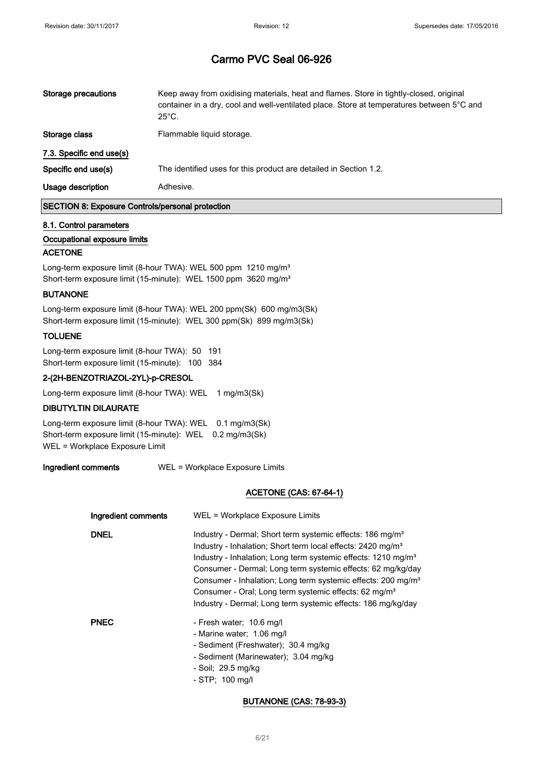# Carmo PVC Seal 06-926

| | |
|---|---|
| **Storage precautions** | Keep away from oxidising materials, heat and flames. Store in tightly-closed, original container in a dry, cool and well-ventilated place. Store at temperatures between 5°C and 25°C. |
| **Storage class** | Flammable liquid storage. |

**7.3. Specific end use(s)**

| | |
|---|---|
| **Specific end use(s)** | The identified uses for this product are detailed in Section 1.2. |
| **Usage description** | Adhesive. |

## SECTION 8: Exposure Controls/personal protection

**8.1. Control parameters**

**Occupational exposure limits**

**ACETONE**

Long-term exposure limit (8-hour TWA): WEL 500 ppm 1210 mg/m³
Short-term exposure limit (15-minute): WEL 1500 ppm 3620 mg/m³

**BUTANONE**

Long-term exposure limit (8-hour TWA): WEL 200 ppm(Sk) 600 mg/m3(Sk)
Short-term exposure limit (15-minute): WEL 300 ppm(Sk) 899 mg/m3(Sk)

**TOLUENE**

Long-term exposure limit (8-hour TWA): 50 191
Short-term exposure limit (15-minute): 100 384

**2-(2H-BENZOTRIAZOL-2YL)-p-CRESOL**

Long-term exposure limit (8-hour TWA): WEL 1 mg/m3(Sk)

**DIBUTYLTIN DILAURATE**

Long-term exposure limit (8-hour TWA): WEL 0.1 mg/m3(Sk)
Short-term exposure limit (15-minute): WEL 0.2 mg/m3(Sk)
WEL = Workplace Exposure Limit

| | |
|---|---|
| **Ingredient comments** | WEL = Workplace Exposure Limits |

**ACETONE (CAS: 67-64-1)**

| | |
|---|---|
| **Ingredient comments** | WEL = Workplace Exposure Limits |
| **DNEL** | Industry - Dermal; Short term systemic effects: 186 mg/m³<br>Industry - Inhalation; Short term local effects: 2420 mg/m³<br>Industry - Inhalation; Long term systemic effects: 1210 mg/m³<br>Consumer - Dermal; Long term systemic effects: 62 mg/kg/day<br>Consumer - Inhalation; Long term systemic effects: 200 mg/m³<br>Consumer - Oral; Long term systemic effects: 62 mg/m³<br>Industry - Dermal; Long term systemic effects: 186 mg/kg/day |
| **PNEC** | - Fresh water; 10.6 mg/l<br>- Marine water; 1.06 mg/l<br>- Sediment (Freshwater); 30.4 mg/kg<br>- Sediment (Marinewater); 3.04 mg/kg<br>- Soil; 29.5 mg/kg<br>- STP; 100 mg/l |

**BUTANONE (CAS: 78-93-3)**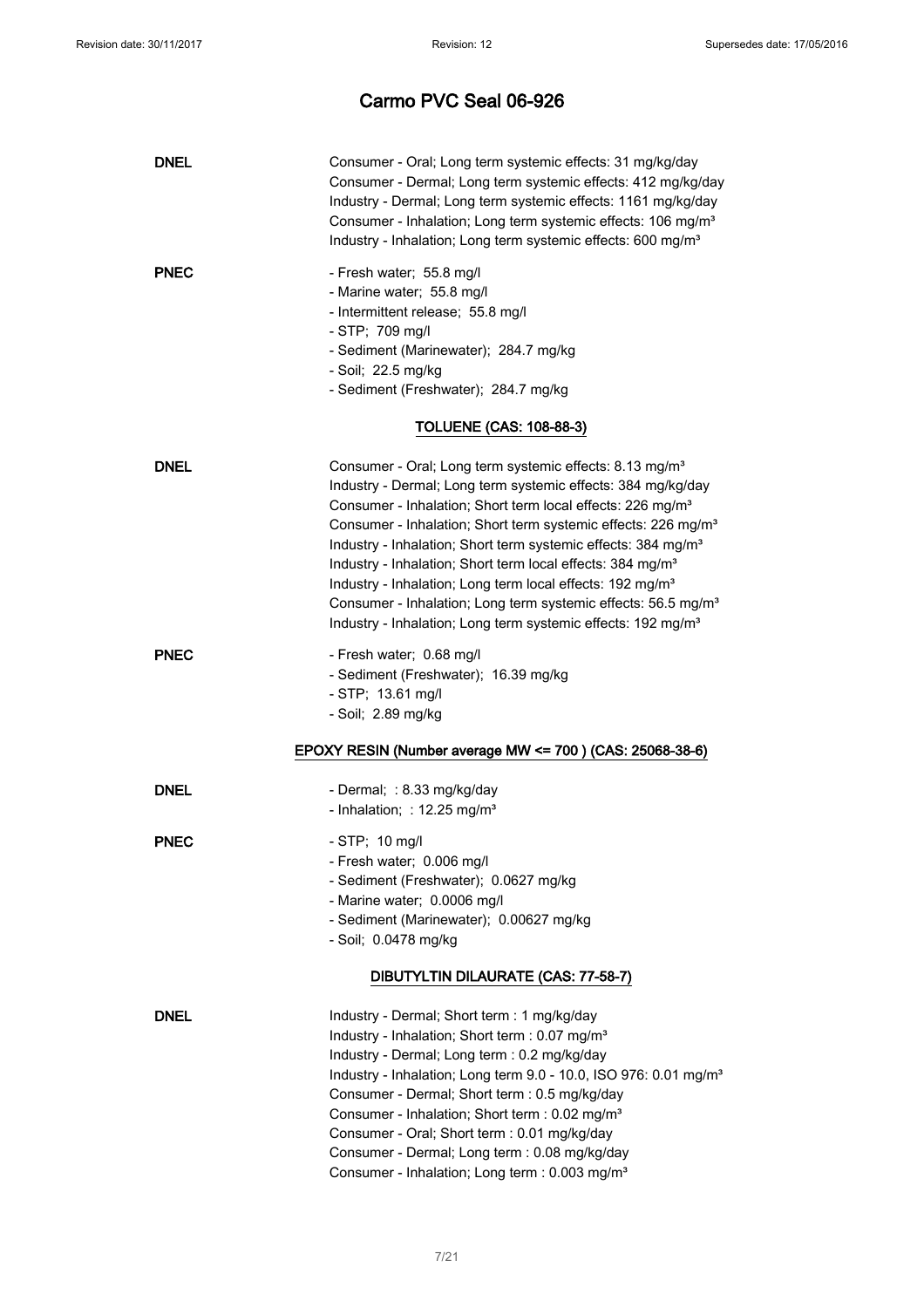# Carmo PVC Seal 06-926

| | |
|---|---|
| **DNEL** | Consumer - Oral; Long term systemic effects: 31 mg/kg/day<br>Consumer - Dermal; Long term systemic effects: 412 mg/kg/day<br>Industry - Dermal; Long term systemic effects: 1161 mg/kg/day<br>Consumer - Inhalation; Long term systemic effects: 106 mg/m³<br>Industry - Inhalation; Long term systemic effects: 600 mg/m³ |
| **PNEC** | - Fresh water; 55.8 mg/l<br>- Marine water; 55.8 mg/l<br>- Intermittent release; 55.8 mg/l<br>- STP; 709 mg/l<br>- Sediment (Marinewater); 284.7 mg/kg<br>- Soil; 22.5 mg/kg<br>- Sediment (Freshwater); 284.7 mg/kg |

**TOLUENE (CAS: 108-88-3)**

| | |
|---|---|
| **DNEL** | Consumer - Oral; Long term systemic effects: 8.13 mg/m³<br>Industry - Dermal; Long term systemic effects: 384 mg/kg/day<br>Consumer - Inhalation; Short term local effects: 226 mg/m³<br>Consumer - Inhalation; Short term systemic effects: 226 mg/m³<br>Industry - Inhalation; Short term systemic effects: 384 mg/m³<br>Industry - Inhalation; Short term local effects: 384 mg/m³<br>Industry - Inhalation; Long term local effects: 192 mg/m³<br>Consumer - Inhalation; Long term systemic effects: 56.5 mg/m³<br>Industry - Inhalation; Long term systemic effects: 192 mg/m³ |
| **PNEC** | - Fresh water; 0.68 mg/l<br>- Sediment (Freshwater); 16.39 mg/kg<br>- STP; 13.61 mg/l<br>- Soil; 2.89 mg/kg |

**EPOXY RESIN (Number average MW <= 700 ) (CAS: 25068-38-6)**

| | |
|---|---|
| **DNEL** | - Dermal; : 8.33 mg/kg/day<br>- Inhalation; : 12.25 mg/m³ |
| **PNEC** | - STP; 10 mg/l<br>- Fresh water; 0.006 mg/l<br>- Sediment (Freshwater); 0.0627 mg/kg<br>- Marine water; 0.0006 mg/l<br>- Sediment (Marinewater); 0.00627 mg/kg<br>- Soil; 0.0478 mg/kg |

**DIBUTYLTIN DILAURATE (CAS: 77-58-7)**

| | |
|---|---|
| **DNEL** | Industry - Dermal; Short term : 1 mg/kg/day<br>Industry - Inhalation; Short term : 0.07 mg/m³<br>Industry - Dermal; Long term : 0.2 mg/kg/day<br>Industry - Inhalation; Long term 9.0 - 10.0, ISO 976: 0.01 mg/m³<br>Consumer - Dermal; Short term : 0.5 mg/kg/day<br>Consumer - Inhalation; Short term : 0.02 mg/m³<br>Consumer - Oral; Short term : 0.01 mg/kg/day<br>Consumer - Dermal; Long term : 0.08 mg/kg/day<br>Consumer - Inhalation; Long term : 0.003 mg/m³ |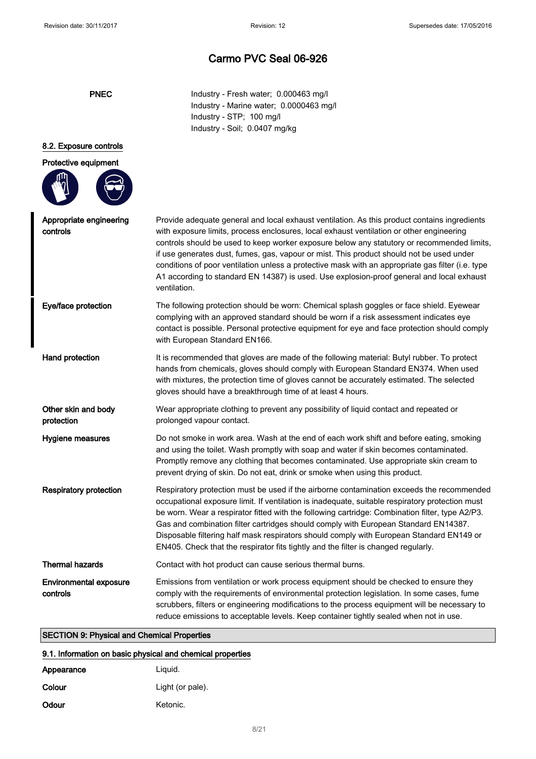# Carmo PVC Seal 06-926

**PNEC**

Industry - Fresh water; 0.000463 mg/l
Industry - Marine water; 0.0000463 mg/l
Industry - STP; 100 mg/l
Industry - Soil; 0.0407 mg/kg

### 8.2. Exposure controls

**Protective equipment**

**Appropriate engineering controls**

Provide adequate general and local exhaust ventilation. As this product contains ingredients with exposure limits, process enclosures, local exhaust ventilation or other engineering controls should be used to keep worker exposure below any statutory or recommended limits, if use generates dust, fumes, gas, vapour or mist. This product should not be used under conditions of poor ventilation unless a protective mask with an appropriate gas filter (i.e. type A1 according to standard EN 14387) is used. Use explosion-proof general and local exhaust ventilation.

**Eye/face protection**

The following protection should be worn: Chemical splash goggles or face shield. Eyewear complying with an approved standard should be worn if a risk assessment indicates eye contact is possible. Personal protective equipment for eye and face protection should comply with European Standard EN166.

**Hand protection**

It is recommended that gloves are made of the following material: Butyl rubber. To protect hands from chemicals, gloves should comply with European Standard EN374. When used with mixtures, the protection time of gloves cannot be accurately estimated. The selected gloves should have a breakthrough time of at least 4 hours.

**Other skin and body protection**

Wear appropriate clothing to prevent any possibility of liquid contact and repeated or prolonged vapour contact.

**Hygiene measures**

Do not smoke in work area. Wash at the end of each work shift and before eating, smoking and using the toilet. Wash promptly with soap and water if skin becomes contaminated. Promptly remove any clothing that becomes contaminated. Use appropriate skin cream to prevent drying of skin. Do not eat, drink or smoke when using this product.

**Respiratory protection**

Respiratory protection must be used if the airborne contamination exceeds the recommended occupational exposure limit. If ventilation is inadequate, suitable respiratory protection must be worn. Wear a respirator fitted with the following cartridge: Combination filter, type A2/P3. Gas and combination filter cartridges should comply with European Standard EN14387. Disposable filtering half mask respirators should comply with European Standard EN149 or EN405. Check that the respirator fits tightly and the filter is changed regularly.

**Thermal hazards**

Contact with hot product can cause serious thermal burns.

**Environmental exposure controls**

Emissions from ventilation or work process equipment should be checked to ensure they comply with the requirements of environmental protection legislation. In some cases, fume scrubbers, filters or engineering modifications to the process equipment will be necessary to reduce emissions to acceptable levels. Keep container tightly sealed when not in use.

## SECTION 9: Physical and Chemical Properties

### 9.1. Information on basic physical and chemical properties

**Appearance** Liquid.

**Colour** Light (or pale).

**Odour** Ketonic.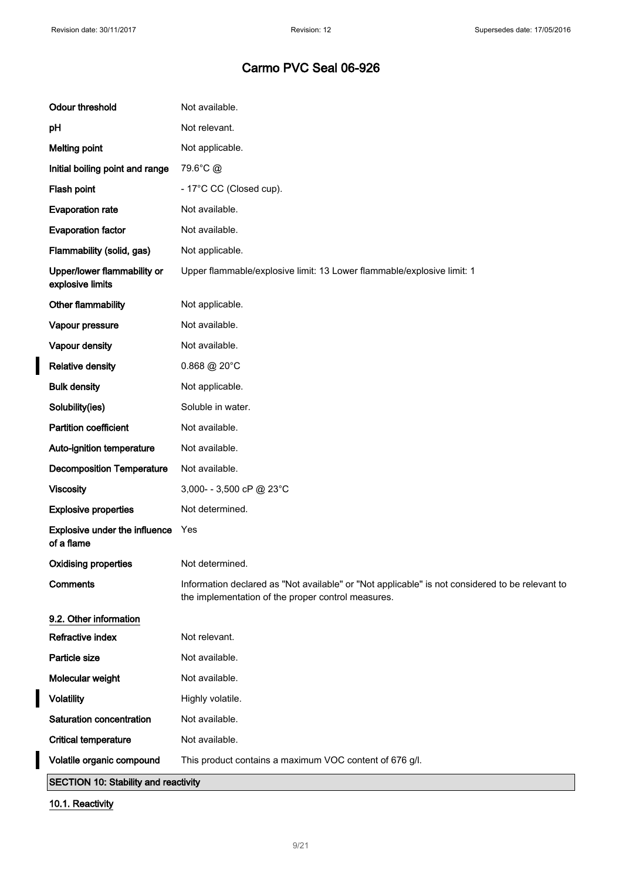# Carmo PVC Seal 06-926

| | |
|---|---|
| **Odour threshold** | Not available. |
| **pH** | Not relevant. |
| **Melting point** | Not applicable. |
| **Initial boiling point and range** | 79.6°C @ |
| **Flash point** | - 17°C CC (Closed cup). |
| **Evaporation rate** | Not available. |
| **Evaporation factor** | Not available. |
| **Flammability (solid, gas)** | Not applicable. |
| **Upper/lower flammability or explosive limits** | Upper flammable/explosive limit: 13 Lower flammable/explosive limit: 1 |
| **Other flammability** | Not applicable. |
| **Vapour pressure** | Not available. |
| **Vapour density** | Not available. |
| **Relative density** | 0.868 @ 20°C |
| **Bulk density** | Not applicable. |
| **Solubility(ies)** | Soluble in water. |
| **Partition coefficient** | Not available. |
| **Auto-ignition temperature** | Not available. |
| **Decomposition Temperature** | Not available. |
| **Viscosity** | 3,000- - 3,500 cP @ 23°C |
| **Explosive properties** | Not determined. |
| **Explosive under the influence of a flame** | Yes |
| **Oxidising properties** | Not determined. |
| **Comments** | Information declared as "Not available" or "Not applicable" is not considered to be relevant to the implementation of the proper control measures. |

### 9.2. Other information

| | |
|---|---|
| **Refractive index** | Not relevant. |
| **Particle size** | Not available. |
| **Molecular weight** | Not available. |
| **Volatility** | Highly volatile. |
| **Saturation concentration** | Not available. |
| **Critical temperature** | Not available. |
| **Volatile organic compound** | This product contains a maximum VOC content of 676 g/l. |

## SECTION 10: Stability and reactivity

### 10.1. Reactivity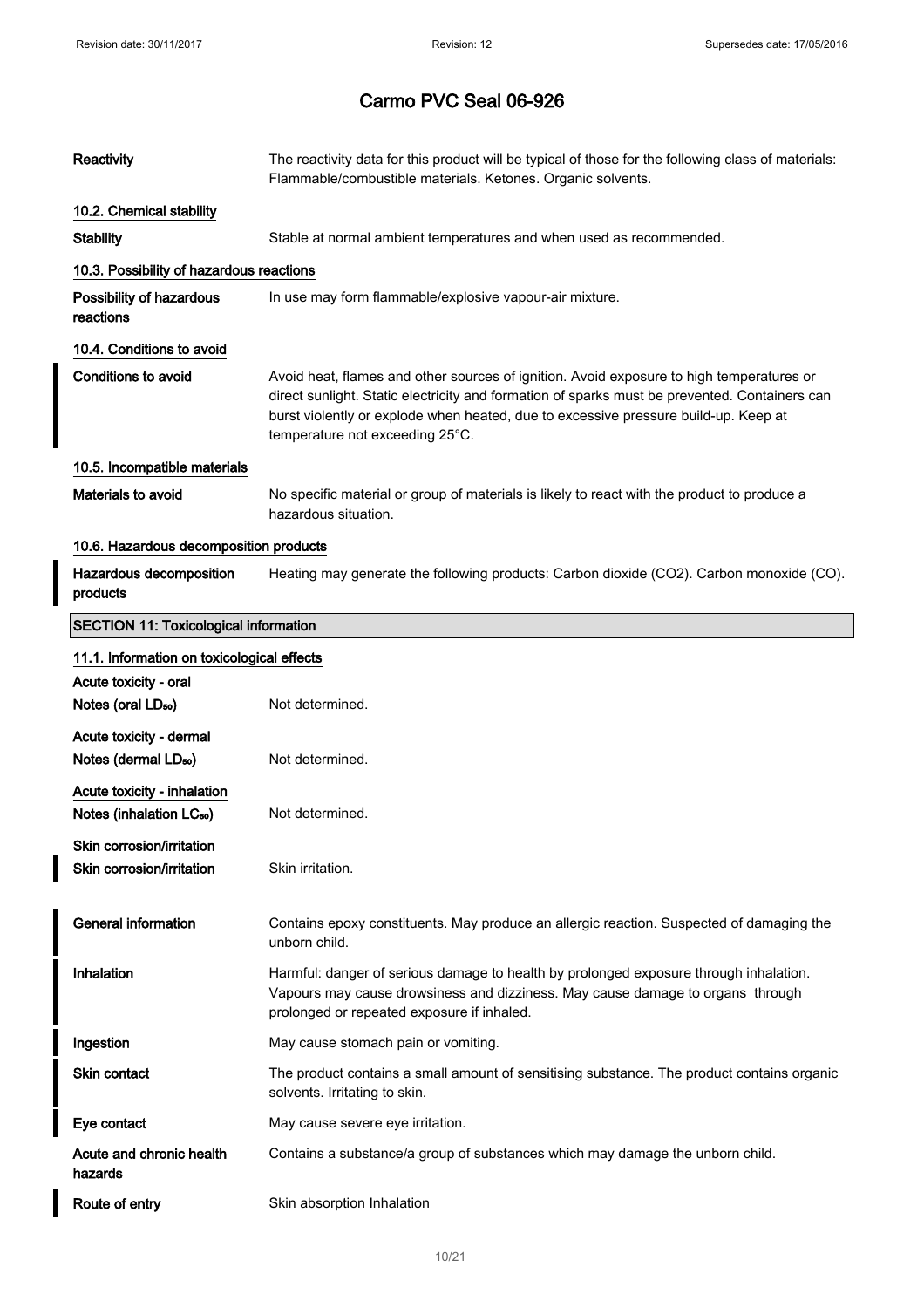# Carmo PVC Seal 06-926

**Reactivity** The reactivity data for this product will be typical of those for the following class of materials: Flammable/combustible materials. Ketones. Organic solvents.

### 10.2. Chemical stability

**Stability** Stable at normal ambient temperatures and when used as recommended.

### 10.3. Possibility of hazardous reactions

**Possibility of hazardous reactions** In use may form flammable/explosive vapour-air mixture.

### 10.4. Conditions to avoid

**Conditions to avoid** Avoid heat, flames and other sources of ignition. Avoid exposure to high temperatures or direct sunlight. Static electricity and formation of sparks must be prevented. Containers can burst violently or explode when heated, due to excessive pressure build-up. Keep at temperature not exceeding 25°C.

### 10.5. Incompatible materials

**Materials to avoid** No specific material or group of materials is likely to react with the product to produce a hazardous situation.

### 10.6. Hazardous decomposition products

**Hazardous decomposition products** Heating may generate the following products: Carbon dioxide ($CO_2$). Carbon monoxide (CO).

## SECTION 11: Toxicological information

### 11.1. Information on toxicological effects

**Acute toxicity - oral**

**Notes (oral $LD_{50}$)** Not determined.

**Acute toxicity - dermal**

**Notes (dermal $LD_{50}$)** Not determined.

**Acute toxicity - inhalation**

**Notes (inhalation $LC_{50}$)** Not determined.

**Skin corrosion/irritation**

**Skin corrosion/irritation** Skin irritation.

**General information** Contains epoxy constituents. May produce an allergic reaction. Suspected of damaging the unborn child.

**Inhalation** Harmful: danger of serious damage to health by prolonged exposure through inhalation. Vapours may cause drowsiness and dizziness. May cause damage to organs through prolonged or repeated exposure if inhaled.

**Ingestion** May cause stomach pain or vomiting.

**Skin contact** The product contains a small amount of sensitising substance. The product contains organic solvents. Irritating to skin.

**Eye contact** May cause severe eye irritation.

**Acute and chronic health hazards** Contains a substance/a group of substances which may damage the unborn child.

**Route of entry** Skin absorption Inhalation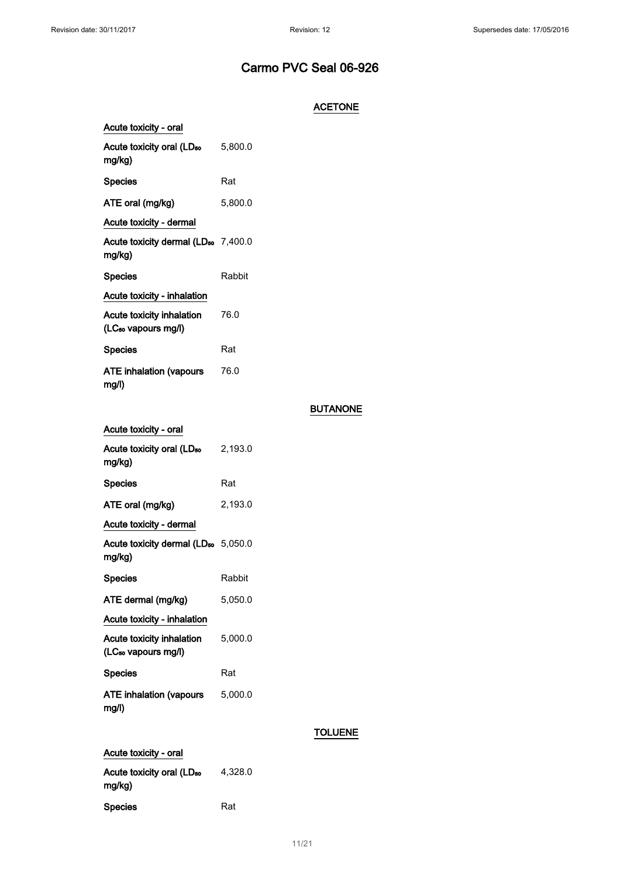# Carmo PVC Seal 06-926

## ACETONE

**Acute toxicity - oral**

| | |
|---|---|
| **Acute toxicity oral ($LD_{50}$ mg/kg)** | 5,800.0 |
| **Species** | Rat |
| **ATE oral (mg/kg)** | 5,800.0 |

**Acute toxicity - dermal**

| | |
|---|---|
| **Acute toxicity dermal ($LD_{50}$ mg/kg)** | 7,400.0 |
| **Species** | Rabbit |

**Acute toxicity - inhalation**

| | |
|---|---|
| **Acute toxicity inhalation ($LC_{50}$ vapours mg/l)** | 76.0 |
| **Species** | Rat |
| **ATE inhalation (vapours mg/l)** | 76.0 |

## BUTANONE

**Acute toxicity - oral**

| | |
|---|---|
| **Acute toxicity oral ($LD_{50}$ mg/kg)** | 2,193.0 |
| **Species** | Rat |
| **ATE oral (mg/kg)** | 2,193.0 |

**Acute toxicity - dermal**

| | |
|---|---|
| **Acute toxicity dermal ($LD_{50}$ mg/kg)** | 5,050.0 |
| **Species** | Rabbit |
| **ATE dermal (mg/kg)** | 5,050.0 |

**Acute toxicity - inhalation**

| | |
|---|---|
| **Acute toxicity inhalation ($LC_{50}$ vapours mg/l)** | 5,000.0 |
| **Species** | Rat |
| **ATE inhalation (vapours mg/l)** | 5,000.0 |

## TOLUENE

**Acute toxicity - oral**

| | |
|---|---|
| **Acute toxicity oral ($LD_{50}$ mg/kg)** | 4,328.0 |
| **Species** | Rat |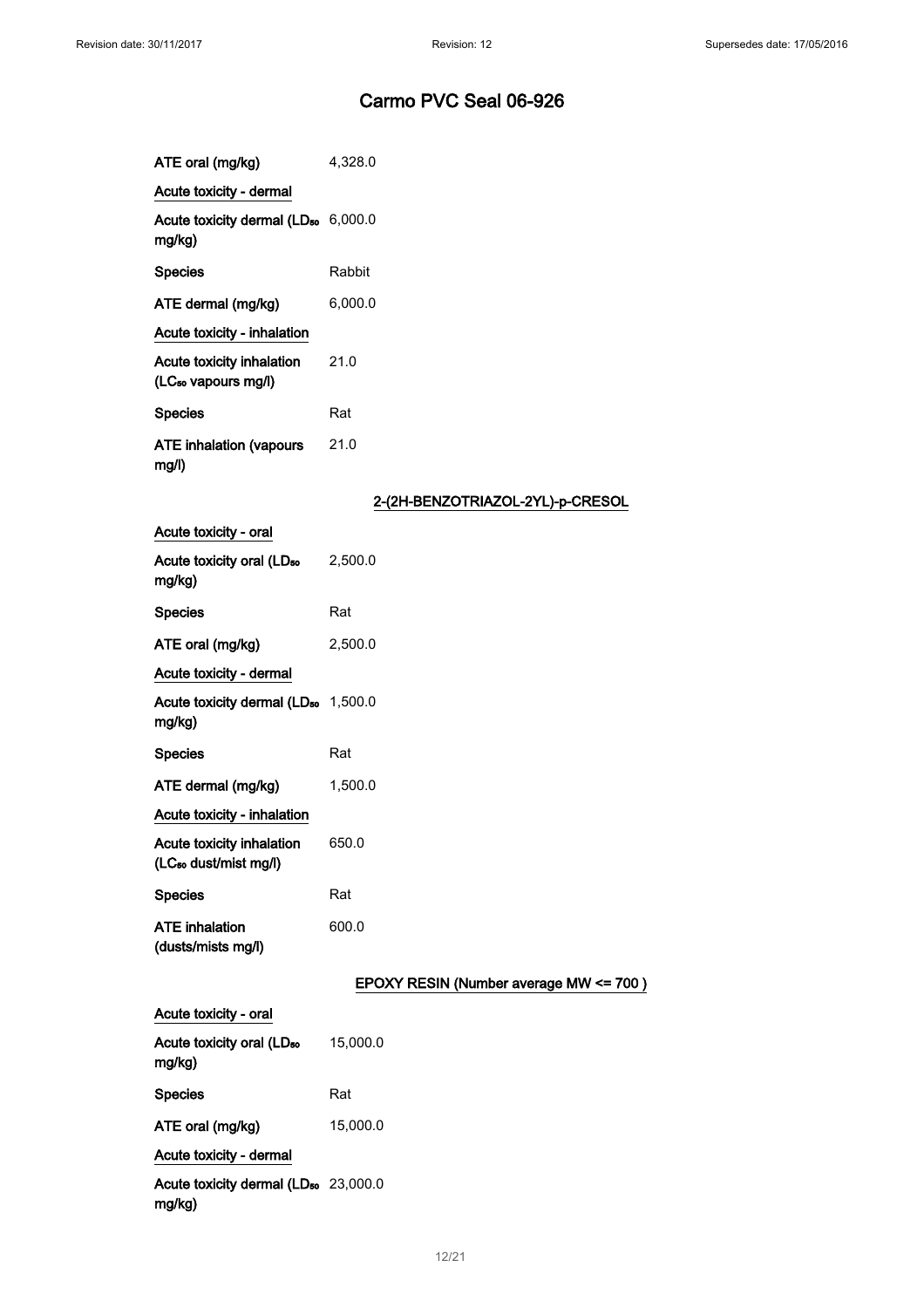| | |
|---|---|
| ATE oral (mg/kg) | 4,328.0 |

<u>Acute toxicity - dermal</u>

| | |
|---|---|
| Acute toxicity dermal ($LD_{50}$ mg/kg) | 6,000.0 |
| Species | Rabbit |
| ATE dermal (mg/kg) | 6,000.0 |

<u>Acute toxicity - inhalation</u>

| | |
|---|---|
| Acute toxicity inhalation ($LC_{50}$ vapours mg/l) | 21.0 |
| Species | Rat |
| ATE inhalation (vapours mg/l) | 21.0 |

## 2-(2H-BENZOTRIAZOL-2YL)-p-CRESOL

<u>Acute toxicity - oral</u>

| | |
|---|---|
| Acute toxicity oral ($LD_{50}$ mg/kg) | 2,500.0 |
| Species | Rat |
| ATE oral (mg/kg) | 2,500.0 |

<u>Acute toxicity - dermal</u>

| | |
|---|---|
| Acute toxicity dermal ($LD_{50}$ mg/kg) | 1,500.0 |
| Species | Rat |
| ATE dermal (mg/kg) | 1,500.0 |

<u>Acute toxicity - inhalation</u>

| | |
|---|---|
| Acute toxicity inhalation ($LC_{50}$ dust/mist mg/l) | 650.0 |
| Species | Rat |
| ATE inhalation (dusts/mists mg/l) | 600.0 |

## EPOXY RESIN (Number average MW <= 700 )

<u>Acute toxicity - oral</u>

| | |
|---|---|
| Acute toxicity oral ($LD_{50}$ mg/kg) | 15,000.0 |
| Species | Rat |
| ATE oral (mg/kg) | 15,000.0 |

<u>Acute toxicity - dermal</u>

| | |
|---|---|
| Acute toxicity dermal ($LD_{50}$ mg/kg) | 23,000.0 |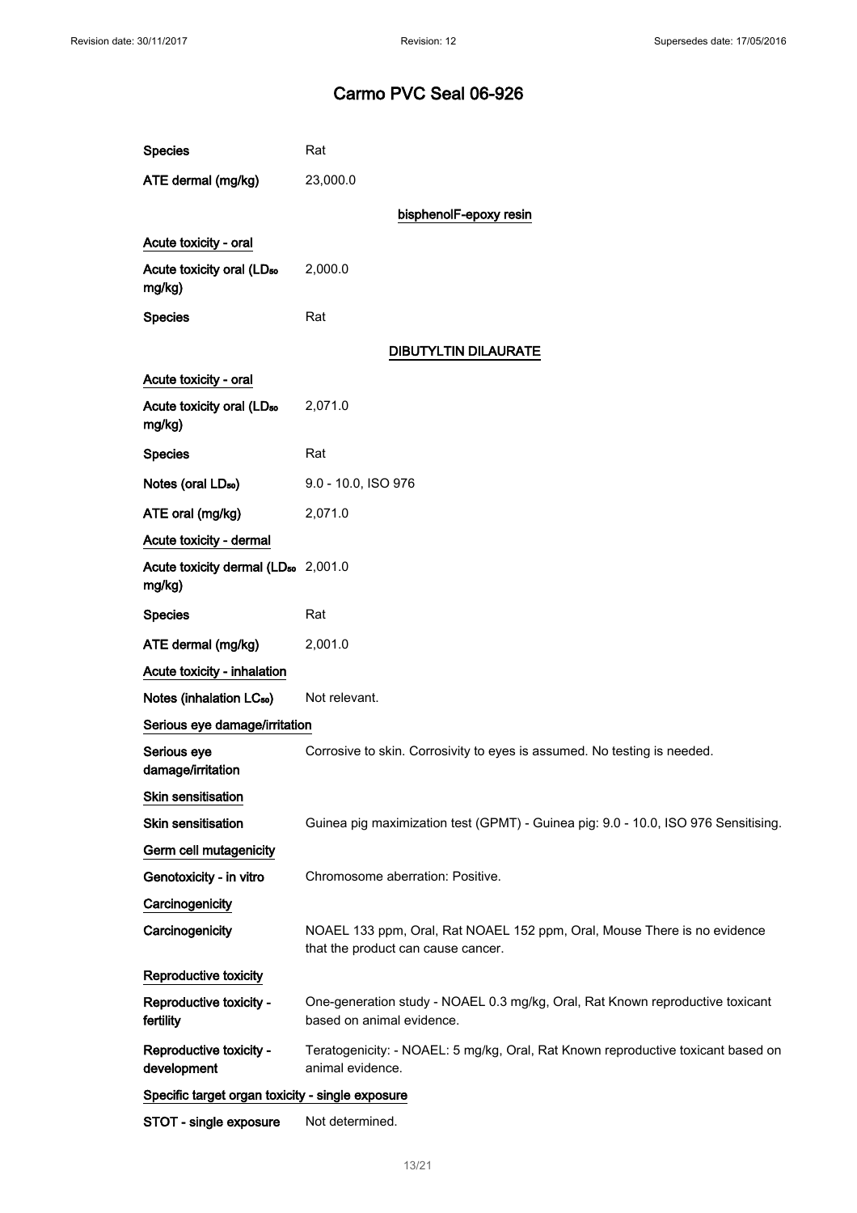# Carmo PVC Seal 06-926

| | |
|---|---|
| **Species** | Rat |
| **ATE dermal (mg/kg)** | 23,000.0 |

### bisphenolF-epoxy resin

**Acute toxicity - oral**

| | |
|---|---|
| **Acute toxicity oral ($LD_{50}$ mg/kg)** | 2,000.0 |
| **Species** | Rat |

### DIBUTYLTIN DILAURATE

**Acute toxicity - oral**

| | |
|---|---|
| **Acute toxicity oral ($LD_{50}$ mg/kg)** | 2,071.0 |
| **Species** | Rat |
| **Notes (oral $LD_{50}$)** | 9.0 - 10.0, ISO 976 |
| **ATE oral (mg/kg)** | 2,071.0 |

**Acute toxicity - dermal**

| | |
|---|---|
| **Acute toxicity dermal ($LD_{50}$ mg/kg)** | 2,001.0 |
| **Species** | Rat |
| **ATE dermal (mg/kg)** | 2,001.0 |

**Acute toxicity - inhalation**

| | |
|---|---|
| **Notes (inhalation $LC_{50}$)** | Not relevant. |

**Serious eye damage/irritation**

| | |
|---|---|
| **Serious eye damage/irritation** | Corrosive to skin. Corrosivity to eyes is assumed. No testing is needed. |

**Skin sensitisation**

| | |
|---|---|
| **Skin sensitisation** | Guinea pig maximization test (GPMT) - Guinea pig: 9.0 - 10.0, ISO 976 Sensitising. |

**Germ cell mutagenicity**

| | |
|---|---|
| **Genotoxicity - in vitro** | Chromosome aberration: Positive. |

**Carcinogenicity**

| | |
|---|---|
| **Carcinogenicity** | NOAEL 133 ppm, Oral, Rat NOAEL 152 ppm, Oral, Mouse There is no evidence that the product can cause cancer. |

**Reproductive toxicity**

| | |
|---|---|
| **Reproductive toxicity - fertility** | One-generation study - NOAEL 0.3 mg/kg, Oral, Rat Known reproductive toxicant based on animal evidence. |
| **Reproductive toxicity - development** | Teratogenicity: - NOAEL: 5 mg/kg, Oral, Rat Known reproductive toxicant based on animal evidence. |

**Specific target organ toxicity - single exposure**

| | |
|---|---|
| **STOT - single exposure** | Not determined. |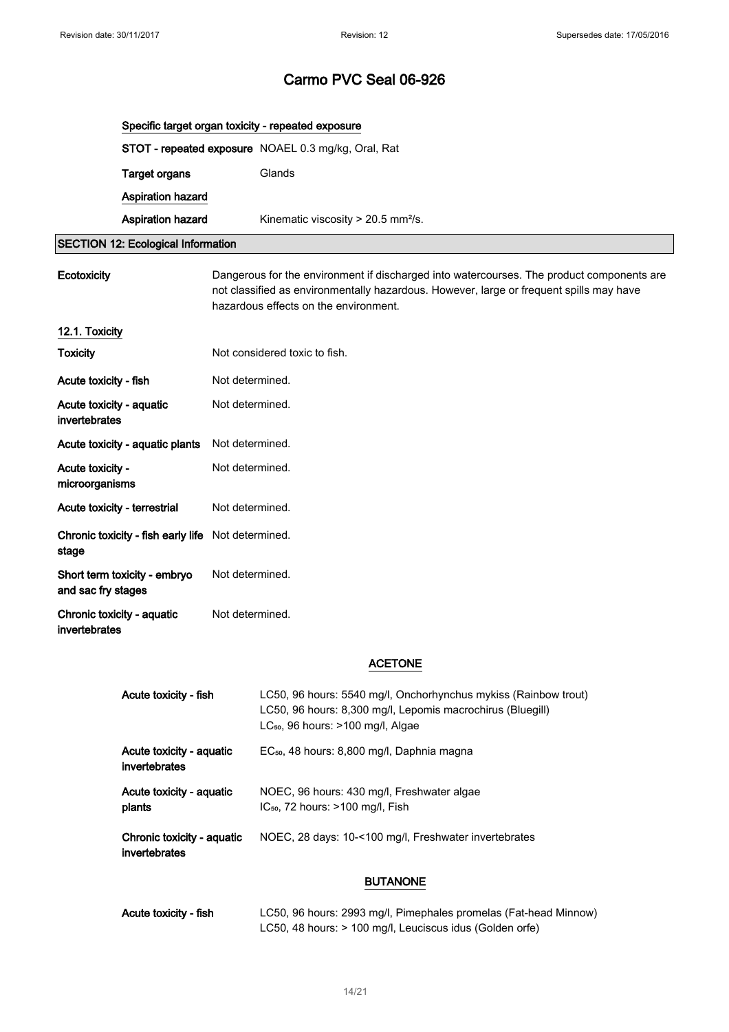# Carmo PVC Seal 06-926

**Specific target organ toxicity - repeated exposure**

| | |
|---|---|
| **STOT - repeated exposure** | NOAEL 0.3 mg/kg, Oral, Rat |
| **Target organs** | Glands |

**Aspiration hazard**

| | |
|---|---|
| **Aspiration hazard** | Kinematic viscosity > 20.5 mm²/s. |

## SECTION 12: Ecological Information

| | |
|---|---|
| **Ecotoxicity** | Dangerous for the environment if discharged into watercourses. The product components are not classified as environmentally hazardous. However, large or frequent spills may have hazardous effects on the environment. |

### 12.1. Toxicity

| | |
|---|---|
| **Toxicity** | Not considered toxic to fish. |
| **Acute toxicity - fish** | Not determined. |
| **Acute toxicity - aquatic invertebrates** | Not determined. |
| **Acute toxicity - aquatic plants** | Not determined. |
| **Acute toxicity - microorganisms** | Not determined. |
| **Acute toxicity - terrestrial** | Not determined. |
| **Chronic toxicity - fish early life stage** | Not determined. |
| **Short term toxicity - embryo and sac fry stages** | Not determined. |
| **Chronic toxicity - aquatic invertebrates** | Not determined. |

**ACETONE**

| | |
|---|---|
| **Acute toxicity - fish** | LC50, 96 hours: 5540 mg/l, Onchorhynchus mykiss (Rainbow trout)<br>LC50, 96 hours: 8,300 mg/l, Lepomis macrochirus (Bluegill)<br>$LC_{50}$, 96 hours: >100 mg/l, Algae |
| **Acute toxicity - aquatic invertebrates** | $EC_{50}$, 48 hours: 8,800 mg/l, Daphnia magna |
| **Acute toxicity - aquatic plants** | NOEC, 96 hours: 430 mg/l, Freshwater algae<br>$IC_{50}$, 72 hours: >100 mg/l, Fish |
| **Chronic toxicity - aquatic invertebrates** | NOEC, 28 days: 10-<100 mg/l, Freshwater invertebrates |

**BUTANONE**

| | |
|---|---|
| **Acute toxicity - fish** | LC50, 96 hours: 2993 mg/l, Pimephales promelas (Fat-head Minnow)<br>LC50, 48 hours: > 100 mg/l, Leuciscus idus (Golden orfe) |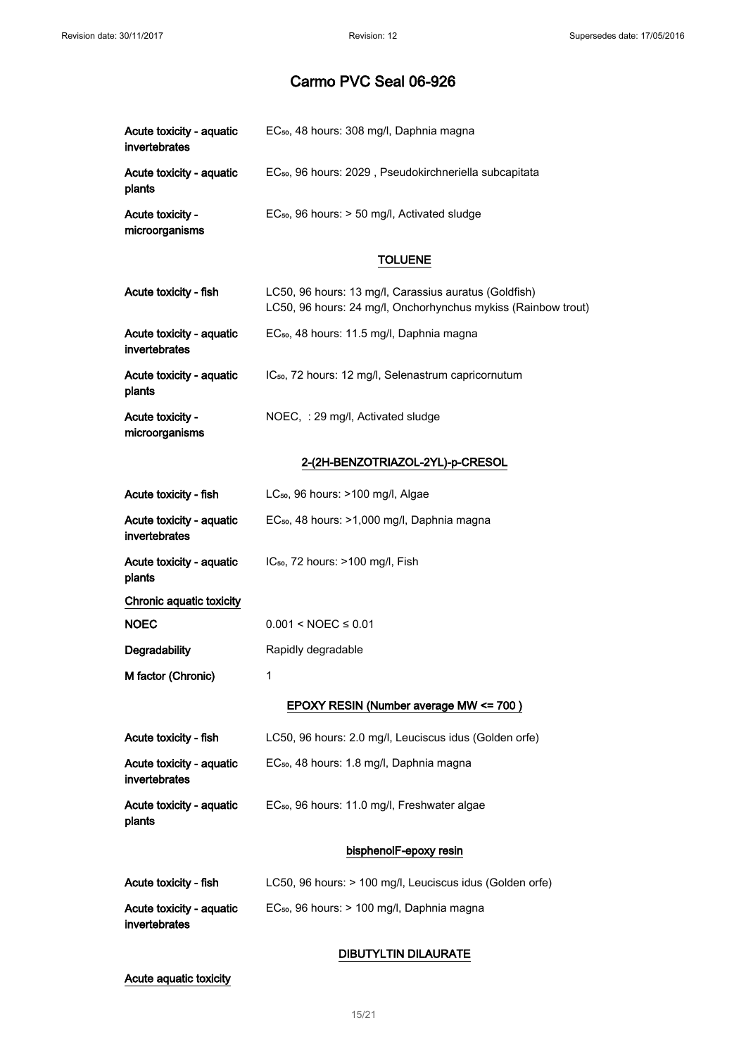# Carmo PVC Seal 06-926

| | |
|---|---|
| Acute toxicity - aquatic invertebrates | $EC_{50}$, 48 hours: 308 mg/l, Daphnia magna |
| Acute toxicity - aquatic plants | $EC_{50}$, 96 hours: 2029 , Pseudokirchneriella subcapitata |
| Acute toxicity - microorganisms | $EC_{50}$, 96 hours: > 50 mg/l, Activated sludge |

## TOLUENE

| | |
|---|---|
| Acute toxicity - fish | LC50, 96 hours: 13 mg/l, Carassius auratus (Goldfish)<br>LC50, 96 hours: 24 mg/l, Onchorhynchus mykiss (Rainbow trout) |
| Acute toxicity - aquatic invertebrates | $EC_{50}$, 48 hours: 11.5 mg/l, Daphnia magna |
| Acute toxicity - aquatic plants | $IC_{50}$, 72 hours: 12 mg/l, Selenastrum capricornutum |
| Acute toxicity - microorganisms | NOEC, : 29 mg/l, Activated sludge |

## 2-(2H-BENZOTRIAZOL-2YL)-p-CRESOL

| | |
|---|---|
| Acute toxicity - fish | $LC_{50}$, 96 hours: >100 mg/l, Algae |
| Acute toxicity - aquatic invertebrates | $EC_{50}$, 48 hours: >1,000 mg/l, Daphnia magna |
| Acute toxicity - aquatic plants | $IC_{50}$, 72 hours: >100 mg/l, Fish |

**Chronic aquatic toxicity**

| | |
|---|---|
| **NOEC** | $0.001 < \text{NOEC} \leq 0.01$ |
| **Degradability** | Rapidly degradable |
| **M factor (Chronic)** | 1 |

## EPOXY RESIN (Number average MW <= 700 )

| | |
|---|---|
| Acute toxicity - fish | LC50, 96 hours: 2.0 mg/l, Leuciscus idus (Golden orfe) |
| Acute toxicity - aquatic invertebrates | $EC_{50}$, 48 hours: 1.8 mg/l, Daphnia magna |
| Acute toxicity - aquatic plants | $EC_{50}$, 96 hours: 11.0 mg/l, Freshwater algae |

## bisphenolF-epoxy resin

| | |
|---|---|
| Acute toxicity - fish | LC50, 96 hours: > 100 mg/l, Leuciscus idus (Golden orfe) |
| Acute toxicity - aquatic invertebrates | $EC_{50}$, 96 hours: > 100 mg/l, Daphnia magna |

## DIBUTYLTIN DILAURATE

**Acute aquatic toxicity**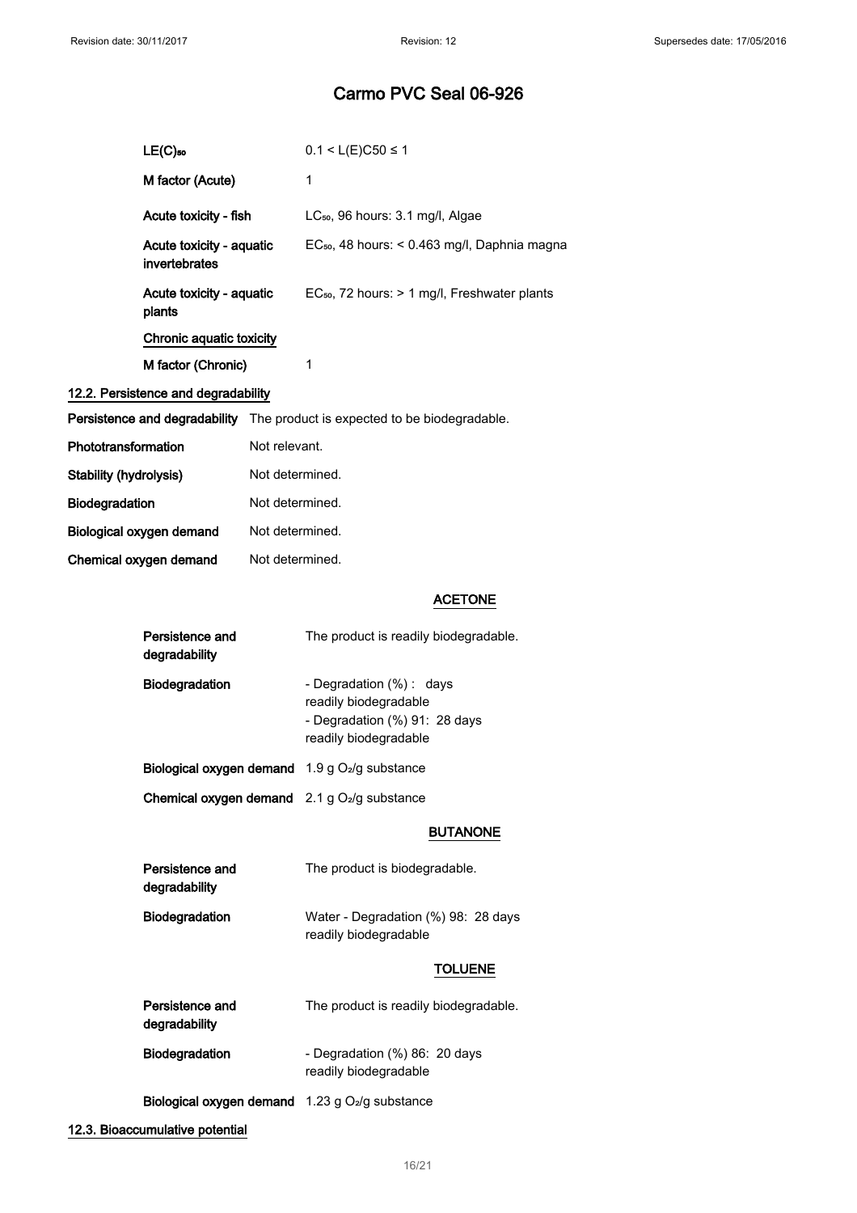# Carmo PVC Seal 06-926

| | |
|---|---|
| **$LE(C)_{50}$** | $0.1 < L(E)C50 \leq 1$ |
| **M factor (Acute)** | 1 |
| **Acute toxicity - fish** | $LC_{50}$, 96 hours: 3.1 mg/l, Algae |
| **Acute toxicity - aquatic invertebrates** | $EC_{50}$, 48 hours: < 0.463 mg/l, Daphnia magna |
| **Acute toxicity - aquatic plants** | $EC_{50}$, 72 hours: > 1 mg/l, Freshwater plants |

**Chronic aquatic toxicity**

| | |
|---|---|
| **M factor (Chronic)** | 1 |

## 12.2. Persistence and degradability

| | |
|---|---|
| **Persistence and degradability** | The product is expected to be biodegradable. |
| **Phototransformation** | Not relevant. |
| **Stability (hydrolysis)** | Not determined. |
| **Biodegradation** | Not determined. |
| **Biological oxygen demand** | Not determined. |
| **Chemical oxygen demand** | Not determined. |

### ACETONE

| | |
|---|---|
| **Persistence and degradability** | The product is readily biodegradable. |
| **Biodegradation** | - Degradation (%) : days<br>readily biodegradable<br>- Degradation (%) 91: 28 days<br>readily biodegradable |
| **Biological oxygen demand** | 1.9 g $O_2$/g substance |
| **Chemical oxygen demand** | 2.1 g $O_2$/g substance |

### BUTANONE

| | |
|---|---|
| **Persistence and degradability** | The product is biodegradable. |
| **Biodegradation** | Water - Degradation (%) 98: 28 days<br>readily biodegradable |

### TOLUENE

| | |
|---|---|
| **Persistence and degradability** | The product is readily biodegradable. |
| **Biodegradation** | - Degradation (%) 86: 20 days<br>readily biodegradable |
| **Biological oxygen demand** | 1.23 g $O_2$/g substance |

## 12.3. Bioaccumulative potential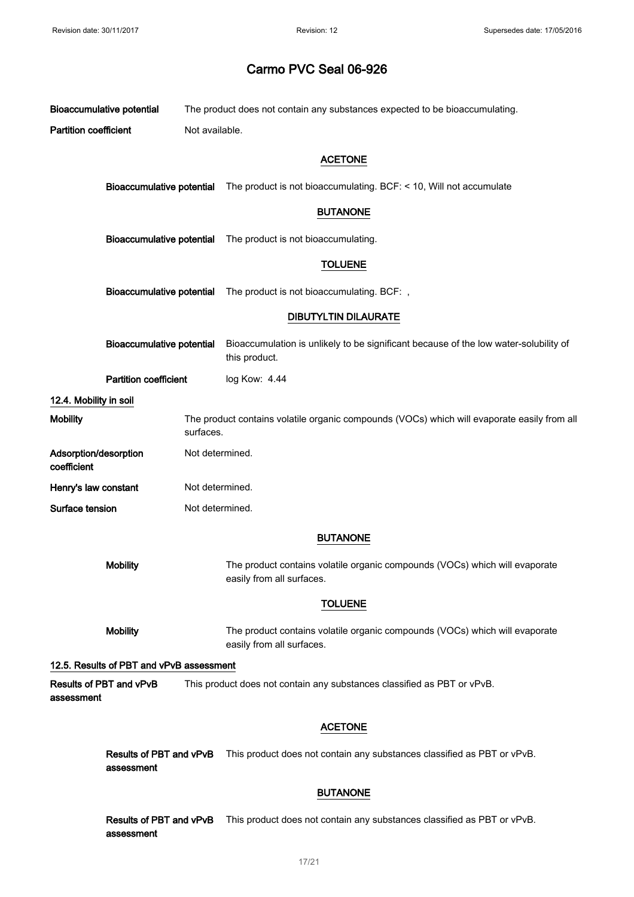# Carmo PVC Seal 06-926

**Bioaccumulative potential** The product does not contain any substances expected to be bioaccumulating.

**Partition coefficient** Not available.

### ACETONE

**Bioaccumulative potential** The product is not bioaccumulating. BCF: < 10, Will not accumulate

### BUTANONE

**Bioaccumulative potential** The product is not bioaccumulating.

### TOLUENE

**Bioaccumulative potential** The product is not bioaccumulating. BCF: ,

### DIBUTYLTIN DILAURATE

**Bioaccumulative potential** Bioaccumulation is unlikely to be significant because of the low water-solubility of this product.

**Partition coefficient** log Kow: 4.44

## 12.4. Mobility in soil

**Mobility** The product contains volatile organic compounds (VOCs) which will evaporate easily from all surfaces.

**Adsorption/desorption coefficient** Not determined.

**Henry's law constant** Not determined.

**Surface tension** Not determined.

### BUTANONE

**Mobility** The product contains volatile organic compounds (VOCs) which will evaporate easily from all surfaces.

### TOLUENE

**Mobility** The product contains volatile organic compounds (VOCs) which will evaporate easily from all surfaces.

## 12.5. Results of PBT and vPvB assessment

**Results of PBT and vPvB assessment** This product does not contain any substances classified as PBT or vPvB.

### ACETONE

**Results of PBT and vPvB assessment** This product does not contain any substances classified as PBT or vPvB.

### BUTANONE

**Results of PBT and vPvB assessment** This product does not contain any substances classified as PBT or vPvB.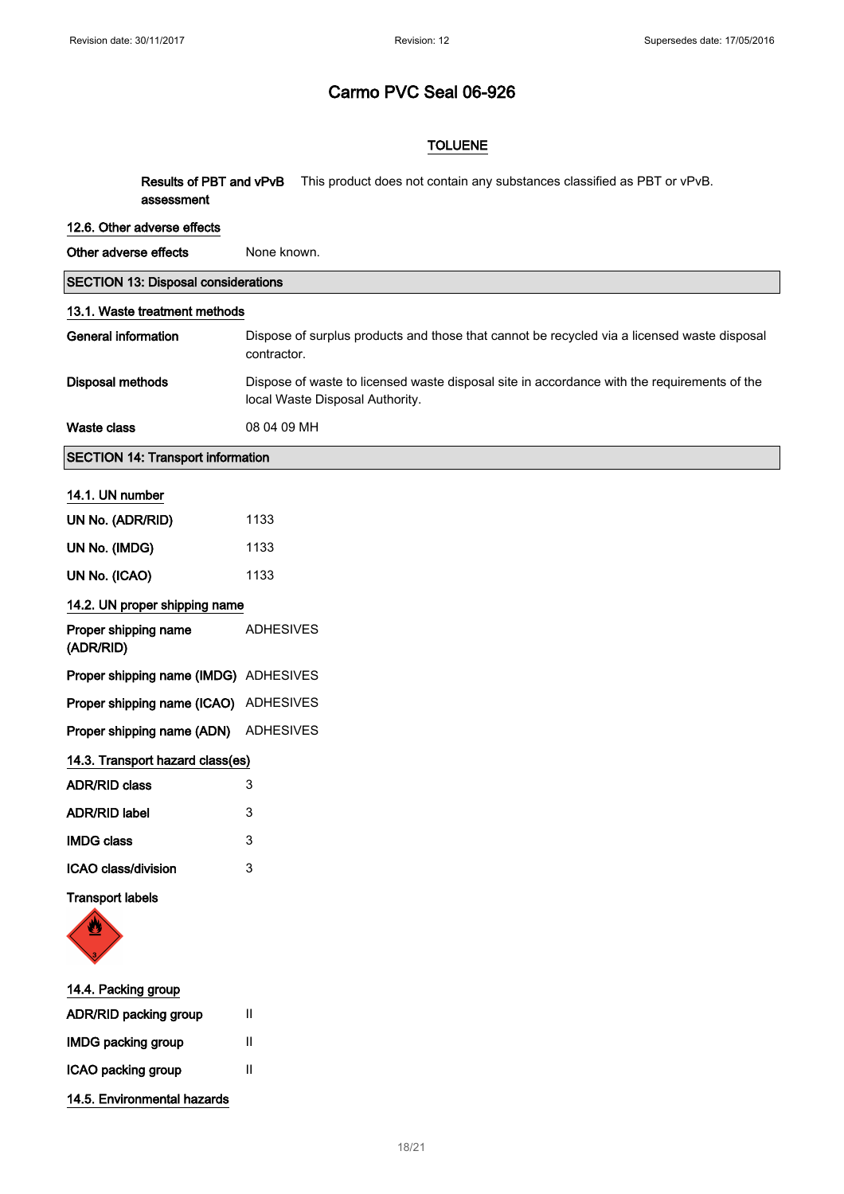# Carmo PVC Seal 06-926

**TOLUENE**

| | |
|---|---|
| **Results of PBT and vPvB assessment** | This product does not contain any substances classified as PBT or vPvB. |

### 12.6. Other adverse effects

| | |
|---|---|
| **Other adverse effects** | None known. |

## SECTION 13: Disposal considerations

### 13.1. Waste treatment methods

| | |
|---|---|
| **General information** | Dispose of surplus products and those that cannot be recycled via a licensed waste disposal contractor. |
| **Disposal methods** | Dispose of waste to licensed waste disposal site in accordance with the requirements of the local Waste Disposal Authority. |
| **Waste class** | 08 04 09 MH |

## SECTION 14: Transport information

### 14.1. UN number

| | |
|---|---|
| **UN No. (ADR/RID)** | 1133 |
| **UN No. (IMDG)** | 1133 |
| **UN No. (ICAO)** | 1133 |

### 14.2. UN proper shipping name

| | |
|---|---|
| **Proper shipping name (ADR/RID)** | ADHESIVES |
| **Proper shipping name (IMDG)** | ADHESIVES |
| **Proper shipping name (ICAO)** | ADHESIVES |
| **Proper shipping name (ADN)** | ADHESIVES |

### 14.3. Transport hazard class(es)

| | |
|---|---|
| **ADR/RID class** | 3 |
| **ADR/RID label** | 3 |
| **IMDG class** | 3 |
| **ICAO class/division** | 3 |

**Transport labels**

### 14.4. Packing group

| | |
|---|---|
| **ADR/RID packing group** | II |
| **IMDG packing group** | II |
| **ICAO packing group** | II |

### 14.5. Environmental hazards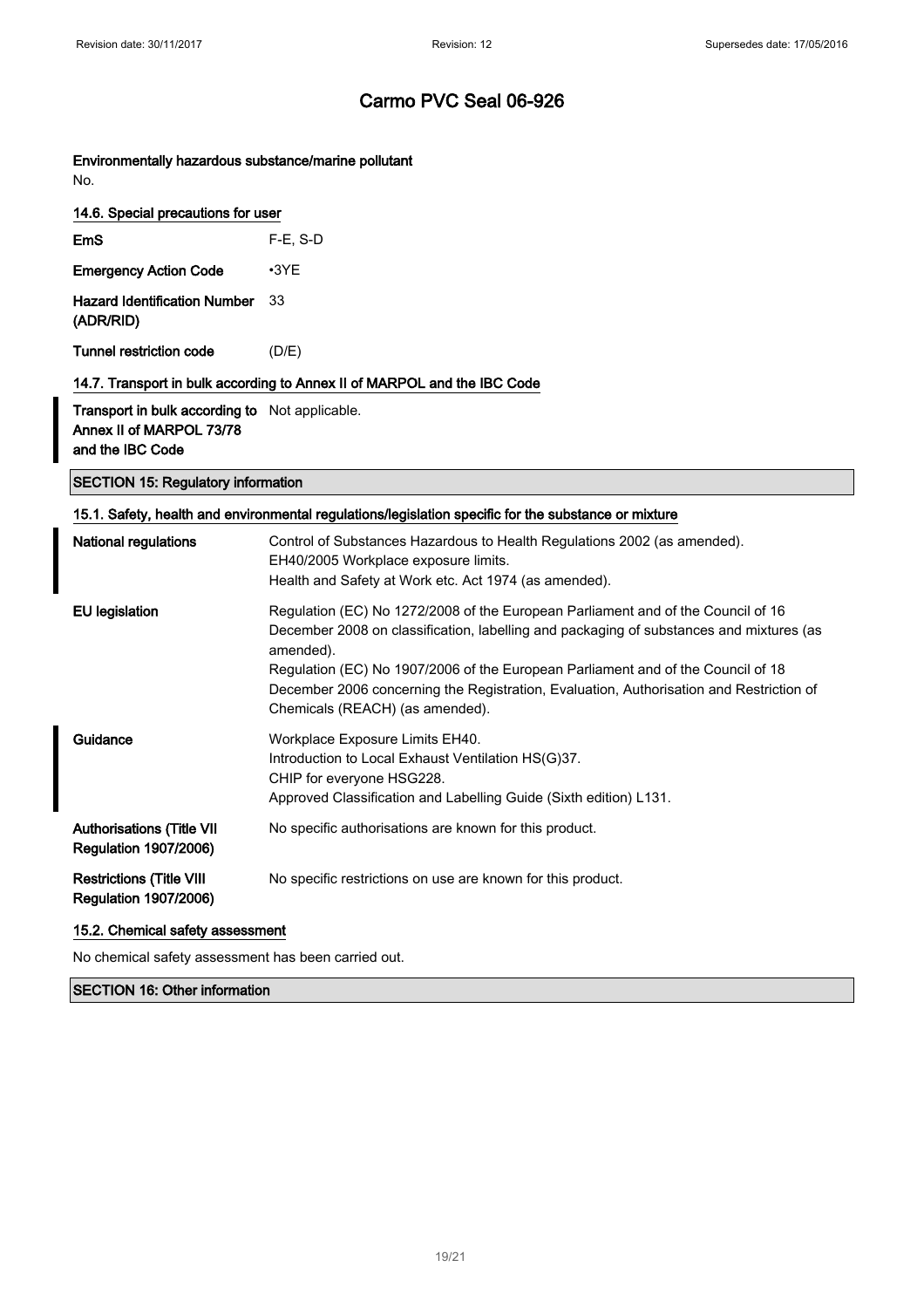# Carmo PVC Seal 06-926

**Environmentally hazardous substance/marine pollutant**

No.

### 14.6. Special precautions for user

| | |
|---|---|
| **EmS** | F-E, S-D |
| **Emergency Action Code** | •3YE |
| **Hazard Identification Number (ADR/RID)** | 33 |
| **Tunnel restriction code** | (D/E) |

### 14.7. Transport in bulk according to Annex II of MARPOL and the IBC Code

| | |
|---|---|
| **Transport in bulk according to Annex II of MARPOL 73/78 and the IBC Code** | Not applicable. |

## SECTION 15: Regulatory information

### 15.1. Safety, health and environmental regulations/legislation specific for the substance or mixture

| | |
|---|---|
| **National regulations** | Control of Substances Hazardous to Health Regulations 2002 (as amended).<br>EH40/2005 Workplace exposure limits.<br>Health and Safety at Work etc. Act 1974 (as amended). |
| **EU legislation** | Regulation (EC) No 1272/2008 of the European Parliament and of the Council of 16 December 2008 on classification, labelling and packaging of substances and mixtures (as amended).<br>Regulation (EC) No 1907/2006 of the European Parliament and of the Council of 18 December 2006 concerning the Registration, Evaluation, Authorisation and Restriction of Chemicals (REACH) (as amended). |
| **Guidance** | Workplace Exposure Limits EH40.<br>Introduction to Local Exhaust Ventilation HS(G)37.<br>CHIP for everyone HSG228.<br>Approved Classification and Labelling Guide (Sixth edition) L131. |
| **Authorisations (Title VII Regulation 1907/2006)** | No specific authorisations are known for this product. |
| **Restrictions (Title VIII Regulation 1907/2006)** | No specific restrictions on use are known for this product. |

### 15.2. Chemical safety assessment

No chemical safety assessment has been carried out.

## SECTION 16: Other information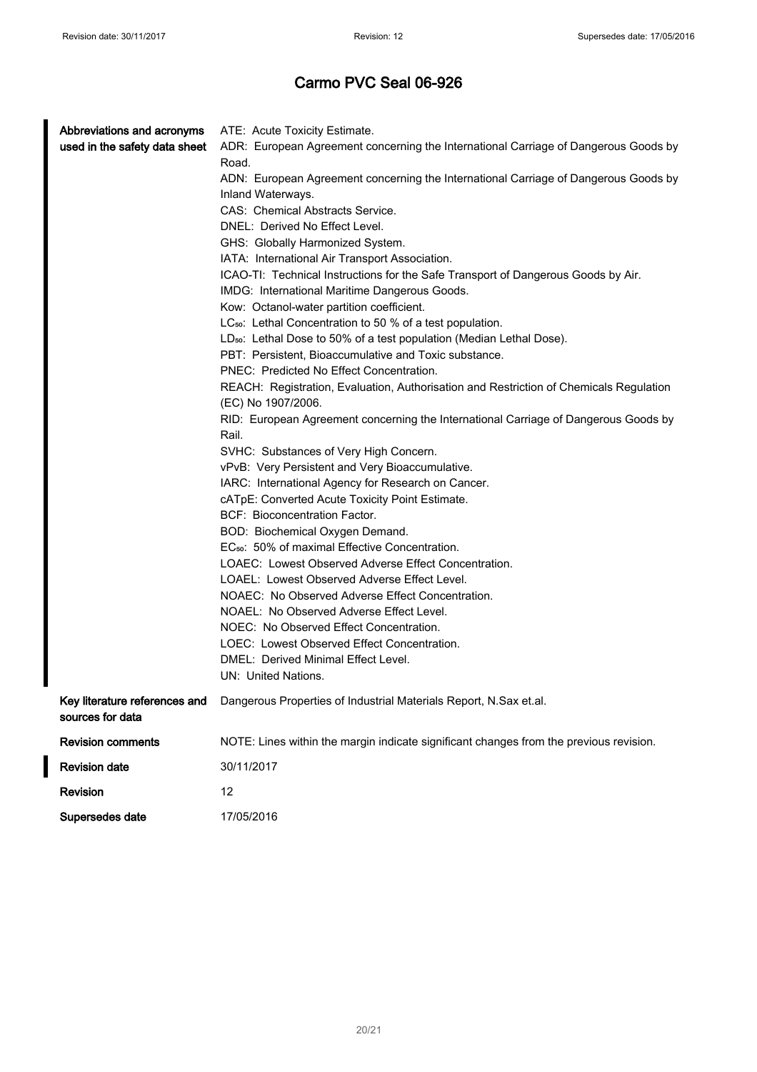# Carmo PVC Seal 06-926

| | |
|---|---|
| **Abbreviations and acronyms used in the safety data sheet** | ATE: Acute Toxicity Estimate.<br>ADR: European Agreement concerning the International Carriage of Dangerous Goods by Road.<br>ADN: European Agreement concerning the International Carriage of Dangerous Goods by Inland Waterways.<br>CAS: Chemical Abstracts Service.<br>DNEL: Derived No Effect Level.<br>GHS: Globally Harmonized System.<br>IATA: International Air Transport Association.<br>ICAO-TI: Technical Instructions for the Safe Transport of Dangerous Goods by Air.<br>IMDG: International Maritime Dangerous Goods.<br>Kow: Octanol-water partition coefficient.<br>$LC_{50}$: Lethal Concentration to 50 % of a test population.<br>$LD_{50}$: Lethal Dose to 50% of a test population (Median Lethal Dose).<br>PBT: Persistent, Bioaccumulative and Toxic substance.<br>PNEC: Predicted No Effect Concentration.<br>REACH: Registration, Evaluation, Authorisation and Restriction of Chemicals Regulation (EC) No 1907/2006.<br>RID: European Agreement concerning the International Carriage of Dangerous Goods by Rail.<br>SVHC: Substances of Very High Concern.<br>vPvB: Very Persistent and Very Bioaccumulative.<br>IARC: International Agency for Research on Cancer.<br>cATpE: Converted Acute Toxicity Point Estimate.<br>BCF: Bioconcentration Factor.<br>BOD: Biochemical Oxygen Demand.<br>$EC_{50}$: 50% of maximal Effective Concentration.<br>LOAEC: Lowest Observed Adverse Effect Concentration.<br>LOAEL: Lowest Observed Adverse Effect Level.<br>NOAEC: No Observed Adverse Effect Concentration.<br>NOAEL: No Observed Adverse Effect Level.<br>NOEC: No Observed Effect Concentration.<br>LOEC: Lowest Observed Effect Concentration.<br>DMEL: Derived Minimal Effect Level.<br>UN: United Nations. |
| **Key literature references and sources for data** | Dangerous Properties of Industrial Materials Report, N.Sax et.al. |
| **Revision comments** | NOTE: Lines within the margin indicate significant changes from the previous revision. |
| **Revision date** | 30/11/2017 |
| **Revision** | 12 |
| **Supersedes date** | 17/05/2016 |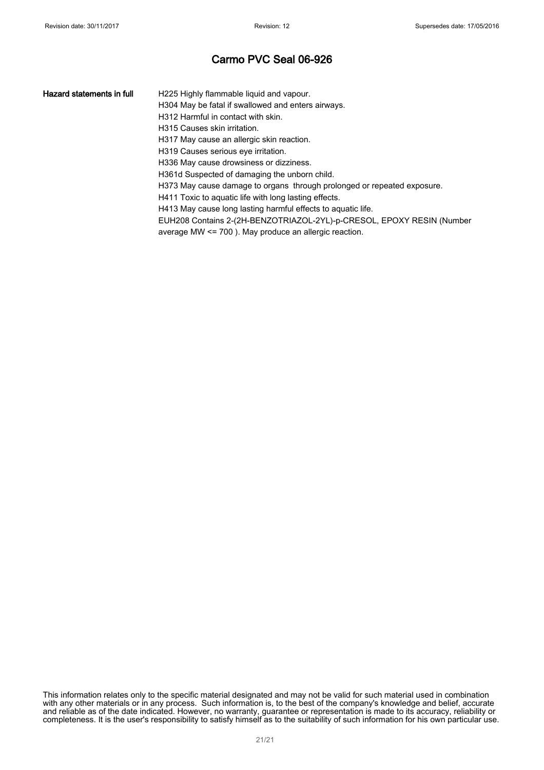# Carmo PVC Seal 06-926

**Hazard statements in full**

H225 Highly flammable liquid and vapour.
H304 May be fatal if swallowed and enters airways.
H312 Harmful in contact with skin.
H315 Causes skin irritation.
H317 May cause an allergic skin reaction.
H319 Causes serious eye irritation.
H336 May cause drowsiness or dizziness.
H361d Suspected of damaging the unborn child.
H373 May cause damage to organs through prolonged or repeated exposure.
H411 Toxic to aquatic life with long lasting effects.
H413 May cause long lasting harmful effects to aquatic life.
EUH208 Contains 2-(2H-BENZOTRIAZOL-2YL)-p-CRESOL, EPOXY RESIN (Number average MW <= 700 ). May produce an allergic reaction.

This information relates only to the specific material designated and may not be valid for such material used in combination with any other materials or in any process. Such information is, to the best of the company's knowledge and belief, accurate and reliable as of the date indicated. However, no warranty, guarantee or representation is made to its accuracy, reliability or completeness. It is the user's responsibility to satisfy himself as to the suitability of such information for his own particular use.